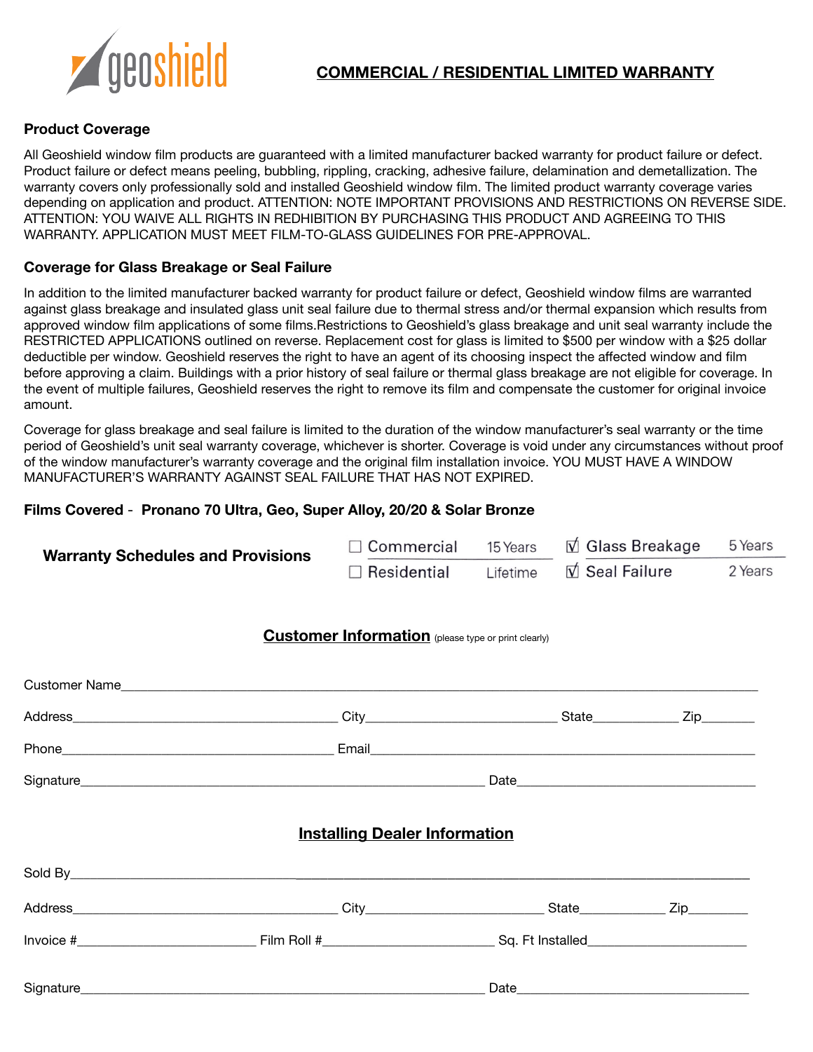geoshield

# COMMERCIAL / RESIDENTIAL LIMITED WARRANTY

### Product Coverage

All Geoshield window film products are guaranteed with a limited manufacturer backed warranty for product failure or defect. Product failure or defect means peeling, bubbling, rippling, cracking, adhesive failure, delamination and demetallization. The warranty covers only professionally sold and installed Geoshield window film. The limited product warranty coverage varies depending on application and product. ATTENTION: NOTE IMPORTANT PROVISIONS AND RESTRICTIONS ON REVERSE SIDE. ATTENTION: YOU WAIVE ALL RIGHTS IN REDHIBITION BY PURCHASING THIS PRODUCT AND AGREEING TO THIS WARRANTY. APPLICATION MUST MEET FILM-TO-GLASS GUIDELINES FOR PRE-APPROVAL.

### Coverage for Glass Breakage or Seal Failure

In addition to the limited manufacturer backed warranty for product failure or defect, Geoshield window films are warranted against glass breakage and insulated glass unit seal failure due to thermal stress and/or thermal expansion which results from approved window film applications of some films.Restrictions to Geoshield's glass breakage and unit seal warranty include the RESTRICTED APPLICATIONS outlined on reverse. Replacement cost for glass is limited to $500 per window with a $25 dollar deductible per window. Geoshield reserves the right to have an agent of its choosing inspect the affected window and film before approving a claim. Buildings with a prior history of seal failure or thermal glass breakage are not eligible for coverage. In the event of multiple failures, Geoshield reserves the right to remove its film and compensate the customer for original invoice amount.

Coverage for glass breakage and seal failure is limited to the duration of the window manufacturer's seal warranty or the time period of Geoshield's unit seal warranty coverage, whichever is shorter. Coverage is void under any circumstances without proof of the window manufacturer's warranty coverage and the original film installation invoice. YOU MUST HAVE A WINDOW MANUFACTURER'S WARRANTY AGAINST SEAL FAILURE THAT HAS NOT EXPIRED.

**Films Covered - Pronano 70 Ultra, Geo, Super Alloy, 20/20 & Solar Bronze**

| **Warranty Schedules and Provisions** | | | | |
|---|---|---|---|---|
| | ☐ Commercial | 15 Years | ☑ Glass Breakage | 5 Years |
| | ☐ Residential | Lifetime | ☑ Seal Failure | 2 Years |

## Customer Information (please type or print clearly)

Customer Name\_\_\_\_\_\_\_\_\_\_\_\_\_\_\_\_\_\_\_\_\_\_\_\_\_\_\_\_\_\_\_\_\_\_\_\_\_\_\_\_

Address\_\_\_\_\_\_\_\_\_\_\_\_\_\_\_\_\_\_\_\_ City\_\_\_\_\_\_\_\_\_\_\_\_\_\_\_ State\_\_\_\_\_\_\_ Zip\_\_\_\_\_

Phone\_\_\_\_\_\_\_\_\_\_\_\_\_\_\_\_\_\_\_\_ Email\_\_\_\_\_\_\_\_\_\_\_\_\_\_\_\_\_\_\_\_\_\_\_\_\_\_\_\_\_\_

Signature\_\_\_\_\_\_\_\_\_\_\_\_\_\_\_\_\_\_\_\_\_\_\_\_\_\_\_\_\_\_ Date\_\_\_\_\_\_\_\_\_\_\_\_\_\_\_\_\_\_\_\_

## Installing Dealer Information

Sold By\_\_\_\_\_\_\_\_\_\_\_\_\_\_\_\_\_\_\_\_\_\_\_\_\_\_\_\_\_\_\_\_\_\_\_\_\_\_\_\_\_\_\_\_\_\_\_\_

Address\_\_\_\_\_\_\_\_\_\_\_\_\_\_\_\_\_\_\_\_ City\_\_\_\_\_\_\_\_\_\_\_\_\_\_\_ State\_\_\_\_\_\_\_ Zip\_\_\_\_\_

Invoice #\_\_\_\_\_\_\_\_\_\_\_\_\_\_ Film Roll #\_\_\_\_\_\_\_\_\_\_\_\_\_\_ Sq. Ft Installed\_\_\_\_\_\_\_\_\_\_\_\_\_\_

Signature\_\_\_\_\_\_\_\_\_\_\_\_\_\_\_\_\_\_\_\_\_\_\_\_\_\_\_\_\_\_ Date\_\_\_\_\_\_\_\_\_\_\_\_\_\_\_\_\_\_\_\_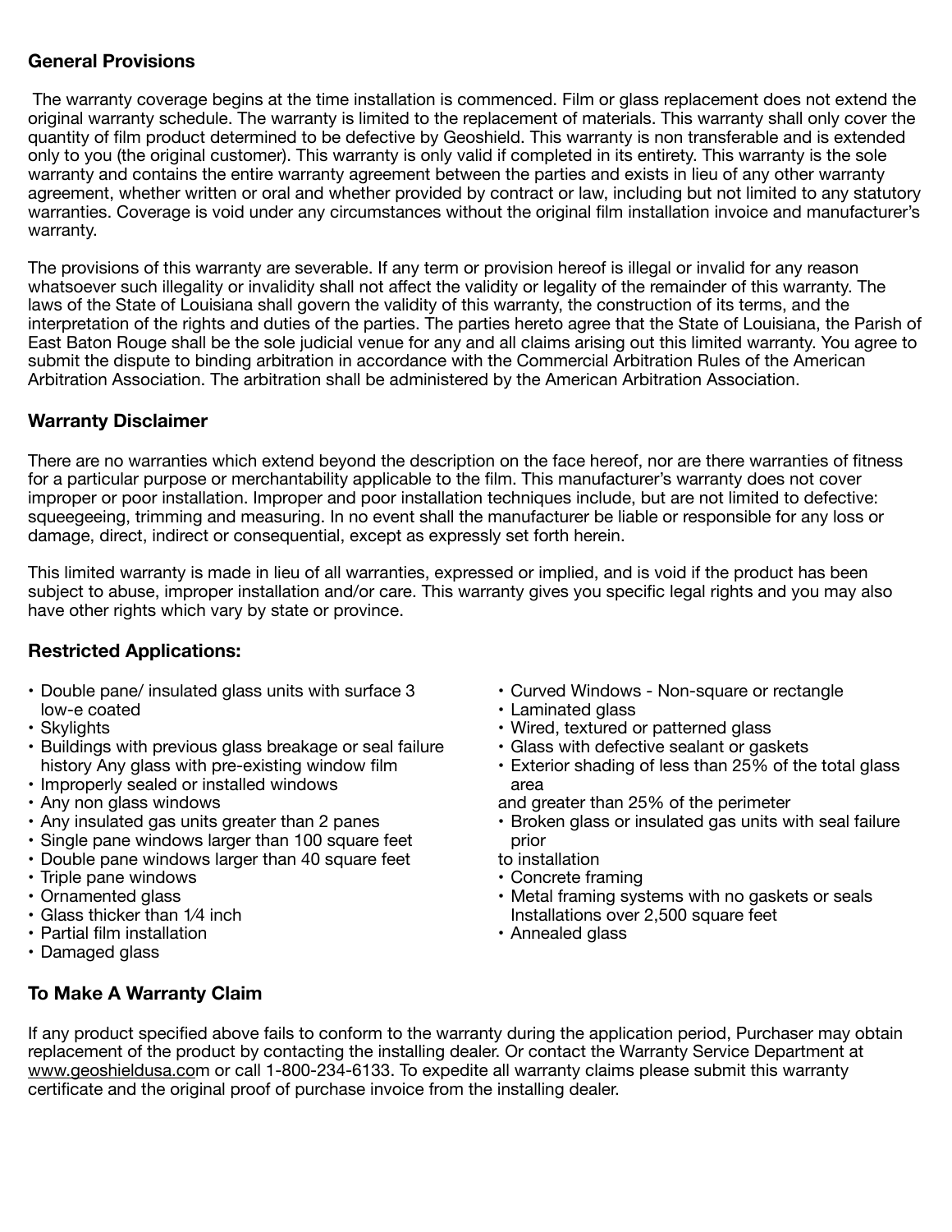## General Provisions

The warranty coverage begins at the time installation is commenced. Film or glass replacement does not extend the original warranty schedule. The warranty is limited to the replacement of materials. This warranty shall only cover the quantity of film product determined to be defective by Geoshield. This warranty is non transferable and is extended only to you (the original customer). This warranty is only valid if completed in its entirety. This warranty is the sole warranty and contains the entire warranty agreement between the parties and exists in lieu of any other warranty agreement, whether written or oral and whether provided by contract or law, including but not limited to any statutory warranties. Coverage is void under any circumstances without the original film installation invoice and manufacturer's warranty.

The provisions of this warranty are severable. If any term or provision hereof is illegal or invalid for any reason whatsoever such illegality or invalidity shall not affect the validity or legality of the remainder of this warranty. The laws of the State of Louisiana shall govern the validity of this warranty, the construction of its terms, and the interpretation of the rights and duties of the parties. The parties hereto agree that the State of Louisiana, the Parish of East Baton Rouge shall be the sole judicial venue for any and all claims arising out this limited warranty. You agree to submit the dispute to binding arbitration in accordance with the Commercial Arbitration Rules of the American Arbitration Association. The arbitration shall be administered by the American Arbitration Association.

## Warranty Disclaimer

There are no warranties which extend beyond the description on the face hereof, nor are there warranties of fitness for a particular purpose or merchantability applicable to the film. This manufacturer's warranty does not cover improper or poor installation. Improper and poor installation techniques include, but are not limited to defective: squeegeeing, trimming and measuring. In no event shall the manufacturer be liable or responsible for any loss or damage, direct, indirect or consequential, except as expressly set forth herein.

This limited warranty is made in lieu of all warranties, expressed or implied, and is void if the product has been subject to abuse, improper installation and/or care. This warranty gives you specific legal rights and you may also have other rights which vary by state or province.

## Restricted Applications:

- Double pane/ insulated glass units with surface 3 low-e coated
- Skylights
- Buildings with previous glass breakage or seal failure history Any glass with pre-existing window film
- Improperly sealed or installed windows
- Any non glass windows
- Any insulated gas units greater than 2 panes
- Single pane windows larger than 100 square feet
- Double pane windows larger than 40 square feet
- Triple pane windows
- Ornamented glass
- Glass thicker than 1⁄4 inch
- Partial film installation
- Damaged glass
- Curved Windows - Non-square or rectangle
- Laminated glass
- Wired, textured or patterned glass
- Glass with defective sealant or gaskets
- Exterior shading of less than 25% of the total glass area and greater than 25% of the perimeter
- Broken glass or insulated gas units with seal failure prior to installation
- Concrete framing
- Metal framing systems with no gaskets or seals Installations over 2,500 square feet
- Annealed glass

## To Make A Warranty Claim

If any product specified above fails to conform to the warranty during the application period, Purchaser may obtain replacement of the product by contacting the installing dealer. Or contact the Warranty Service Department at www.geoshieldusa.com or call 1-800-234-6133. To expedite all warranty claims please submit this warranty certificate and the original proof of purchase invoice from the installing dealer.